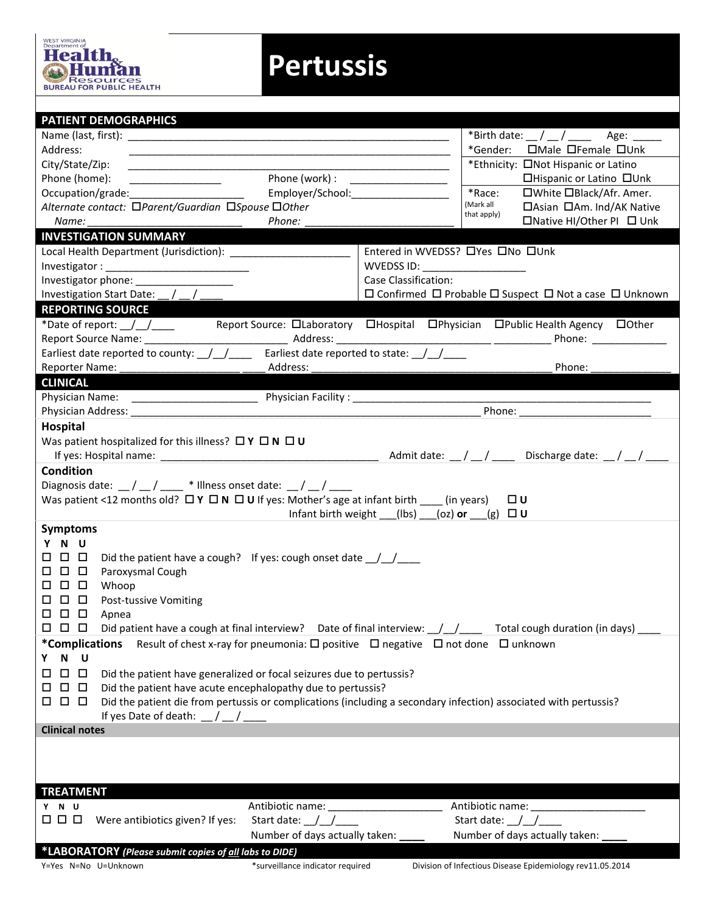WEST VIRGINIA Department of Health & Human Resources BUREAU FOR PUBLIC HEALTH

# Pertussis

## PATIENT DEMOGRAPHICS

Name (last, first): ________________________________________________

Address: ________________________________________________

City/State/Zip: ________________________________________________

Phone (home): ________________ Phone (work) : ________________

Occupation/grade:____________________ Employer/School:________________

*Alternate contact:* ☐*Parent/Guardian* ☐*Spouse* ☐*Other*

*Name:* ________________________ *Phone:* ________________________

*Birth date: __ / __ / ____ Age: _____

*Gender: ☐Male ☐Female ☐Unk

*Ethnicity: ☐Not Hispanic or Latino ☐Hispanic or Latino ☐Unk

*Race: (Mark all that apply) ☐White ☐Black/Afr. Amer. ☐Asian ☐Am. Ind/AK Native ☐Native HI/Other PI ☐ Unk

## INVESTIGATION SUMMARY

Local Health Department (Jurisdiction): ____________________

Investigator : ________________________

Investigator phone: ________________

Investigation Start Date: __ / __ / ____

Entered in WVEDSS? ☐Yes ☐No ☐Unk

WVEDSS ID: _________________

Case Classification:

☐ Confirmed ☐ Probable ☐ Suspect ☐ Not a case ☐ Unknown

## REPORTING SOURCE

*Date of report: __/__/____ Report Source: ☐Laboratory ☐Hospital ☐Physician ☐Public Health Agency ☐Other

Report Source Name: ______________________ Address: ________________________ __________ Phone: _____________

Earliest date reported to county: __/__/____ Earliest date reported to state: __/__/____

Reporter Name: ____________________ ____ Address: ______________________________________ Phone: ______________

## CLINICAL

Physician Name: ____________________ Physician Facility : ________________________________________________

Physician Address: ________________________________________________________ Phone: ______________________

### Hospital

Was patient hospitalized for this illness? ☐ **Y** ☐ **N** ☐ **U**

If yes: Hospital name: __________________________________ Admit date: __ / __ / ____ Discharge date: __ / __ / ____

### Condition

Diagnosis date: __ / __ / ____ * Illness onset date: __ / __ / ____

Was patient <12 months old? ☐ **Y** ☐ **N** ☐ **U** If yes: Mother's age at infant birth ____ (in years) ☐ **U**

Infant birth weight ___(lbs) ___(oz) **or** ___(g) ☐ **U**

### Symptoms

| Y | N | U | |
|---|---|---|---|
| ☐ | ☐ | ☐ | Did the patient have a cough? If yes: cough onset date __/__/____ |
| ☐ | ☐ | ☐ | Paroxysmal Cough |
| ☐ | ☐ | ☐ | Whoop |
| ☐ | ☐ | ☐ | Post-tussive Vomiting |
| ☐ | ☐ | ☐ | Apnea |
| ☐ | ☐ | ☐ | Did patient have a cough at final interview? Date of final interview: __/__/____ Total cough duration (in days) ____ |

### *Complications

Result of chest x-ray for pneumonia: ☐ positive ☐ negative ☐ not done ☐ unknown

| Y | N | U | |
|---|---|---|---|
| ☐ | ☐ | ☐ | Did the patient have generalized or focal seizures due to pertussis? |
| ☐ | ☐ | ☐ | Did the patient have acute encephalopathy due to pertussis? |
| ☐ | ☐ | ☐ | Did the patient die from pertussis or complications (including a secondary infection) associated with pertussis? If yes Date of death: __ / __ / ____ |

**Clinical notes**

## TREATMENT

| Y | N | U | | | |
|---|---|---|---|---|---|
| ☐ | ☐ | ☐ | Were antibiotics given? If yes: | Antibiotic name: ____________________<br>Start date: __/__/____<br>Number of days actually taken: ____ | Antibiotic name: ____________________<br>Start date: __/__/____<br>Number of days actually taken: ____ |

## *LABORATORY *(Please submit copies of all labs to DIDE)*

Y=Yes N=No U=Unknown *surveillance indicator required Division of Infectious Disease Epidemiology rev11.05.2014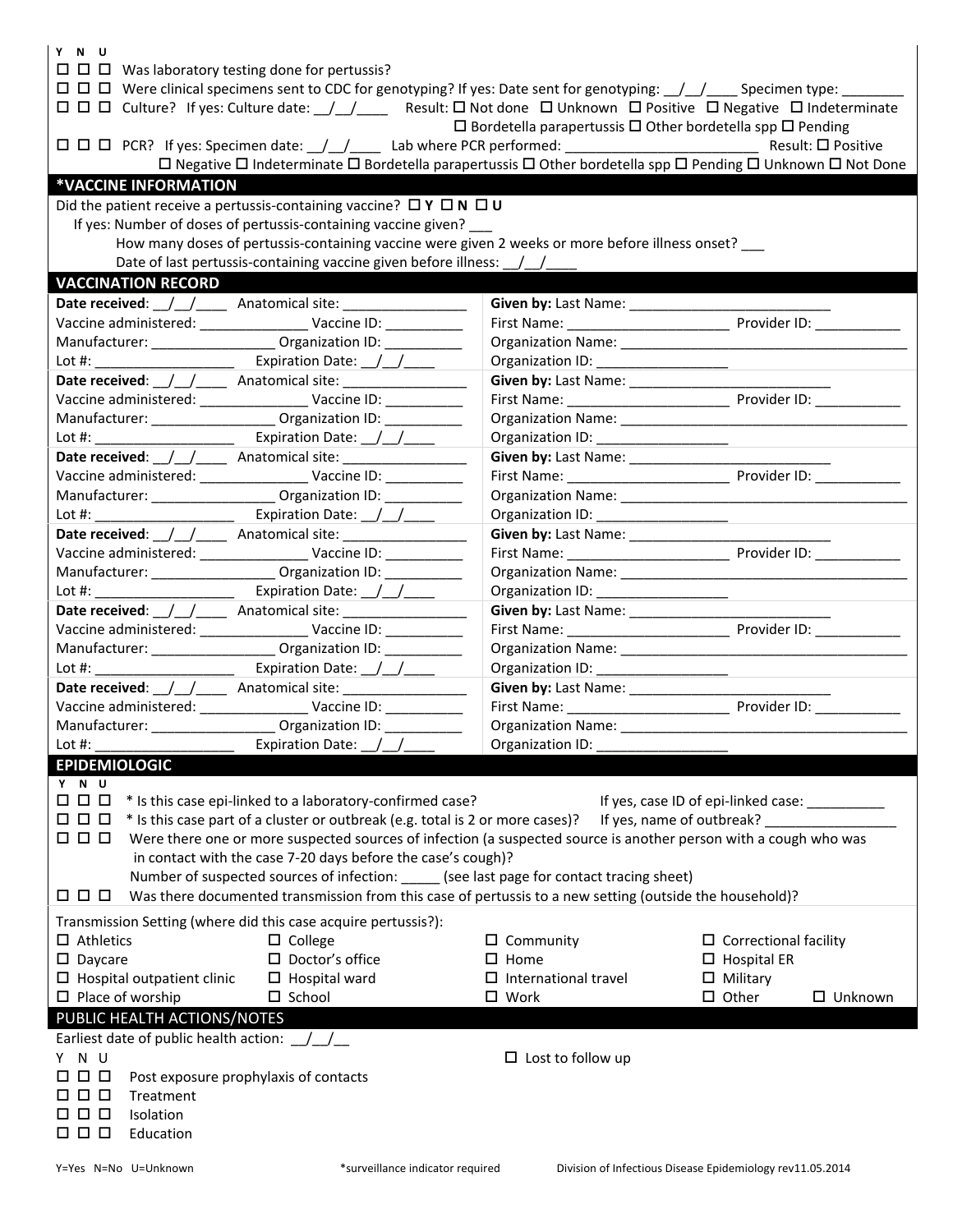Y N U

☐ ☐ ☐ Was laboratory testing done for pertussis?

☐ ☐ ☐ Were clinical specimens sent to CDC for genotyping? If yes: Date sent for genotyping: __/__/____ Specimen type: ________

☐ ☐ ☐ Culture? If yes: Culture date: __/__/____ Result: ☐ Not done ☐ Unknown ☐ Positive ☐ Negative ☐ Indeterminate ☐ Bordetella parapertussis ☐ Other bordetella spp ☐ Pending

☐ ☐ ☐ PCR? If yes: Specimen date: __/__/____ Lab where PCR performed: _________________________ Result: ☐ Positive ☐ Negative ☐ Indeterminate ☐ Bordetella parapertussis ☐ Other bordetella spp ☐ Pending ☐ Unknown ☐ Not Done

## *VACCINE INFORMATION

Did the patient receive a pertussis-containing vaccine? ☐ **Y** ☐ **N** ☐ **U**

If yes: Number of doses of pertussis-containing vaccine given? ___

How many doses of pertussis-containing vaccine were given 2 weeks or more before illness onset? ___

Date of last pertussis-containing vaccine given before illness: __/__/____

## VACCINATION RECORD

| | |
|---|---|
| **Date received**: __/__/____ Anatomical site: ________________<br>Vaccine administered: ______________ Vaccine ID: __________<br>Manufacturer: ________________ Organization ID: __________<br>Lot #: __________________ Expiration Date: __/__/____ | **Given by:** Last Name: ___________________________<br>First Name: _____________________ Provider ID: ___________<br>Organization Name: _______________________________________<br>Organization ID: _________________ |
| **Date received**: __/__/____ Anatomical site: ________________<br>Vaccine administered: ______________ Vaccine ID: __________<br>Manufacturer: ________________ Organization ID: __________<br>Lot #: __________________ Expiration Date: __/__/____ | **Given by:** Last Name: ___________________________<br>First Name: _____________________ Provider ID: ___________<br>Organization Name: _______________________________________<br>Organization ID: _________________ |
| **Date received**: __/__/____ Anatomical site: ________________<br>Vaccine administered: ______________ Vaccine ID: __________<br>Manufacturer: ________________ Organization ID: __________<br>Lot #: __________________ Expiration Date: __/__/____ | **Given by:** Last Name: ___________________________<br>First Name: _____________________ Provider ID: ___________<br>Organization Name: _______________________________________<br>Organization ID: _________________ |
| **Date received**: __/__/____ Anatomical site: ________________<br>Vaccine administered: ______________ Vaccine ID: __________<br>Manufacturer: ________________ Organization ID: __________<br>Lot #: __________________ Expiration Date: __/__/____ | **Given by:** Last Name: ___________________________<br>First Name: _____________________ Provider ID: ___________<br>Organization Name: _______________________________________<br>Organization ID: _________________ |
| **Date received**: __/__/____ Anatomical site: ________________<br>Vaccine administered: ______________ Vaccine ID: __________<br>Manufacturer: ________________ Organization ID: __________<br>Lot #: __________________ Expiration Date: __/__/____ | **Given by:** Last Name: ___________________________<br>First Name: _____________________ Provider ID: ___________<br>Organization Name: _______________________________________<br>Organization ID: _________________ |
| **Date received**: __/__/____ Anatomical site: ________________<br>Vaccine administered: ______________ Vaccine ID: __________<br>Manufacturer: ________________ Organization ID: __________<br>Lot #: __________________ Expiration Date: __/__/____ | **Given by:** Last Name: ___________________________<br>First Name: _____________________ Provider ID: ___________<br>Organization Name: _______________________________________<br>Organization ID: _________________ |

## EPIDEMIOLOGIC

Y N U

☐ ☐ ☐ * Is this case epi-linked to a laboratory-confirmed case? If yes, case ID of epi-linked case: __________

☐ ☐ ☐ * Is this case part of a cluster or outbreak (e.g. total is 2 or more cases)? If yes, name of outbreak? _________________

☐ ☐ ☐ Were there one or more suspected sources of infection (a suspected source is another person with a cough who was in contact with the case 7-20 days before the case's cough)?

Number of suspected sources of infection: _____ (see last page for contact tracing sheet)

☐ ☐ ☐ Was there documented transmission from this case of pertussis to a new setting (outside the household)?

Transmission Setting (where did this case acquire pertussis?):

| | | | |
|---|---|---|---|
| ☐ Athletics | ☐ College | ☐ Community | ☐ Correctional facility |
| ☐ Daycare | ☐ Doctor's office | ☐ Home | ☐ Hospital ER |
| ☐ Hospital outpatient clinic | ☐ Hospital ward | ☐ International travel | ☐ Military |
| ☐ Place of worship | ☐ School | ☐ Work | ☐ Other ☐ Unknown |

## PUBLIC HEALTH ACTIONS/NOTES

Earliest date of public health action: __/__/__

Y N U ☐ Lost to follow up

☐ ☐ ☐ Post exposure prophylaxis of contacts

☐ ☐ ☐ Treatment

☐ ☐ ☐ Isolation

☐ ☐ ☐ Education

Y=Yes N=No U=Unknown *surveillance indicator required Division of Infectious Disease Epidemiology rev11.05.2014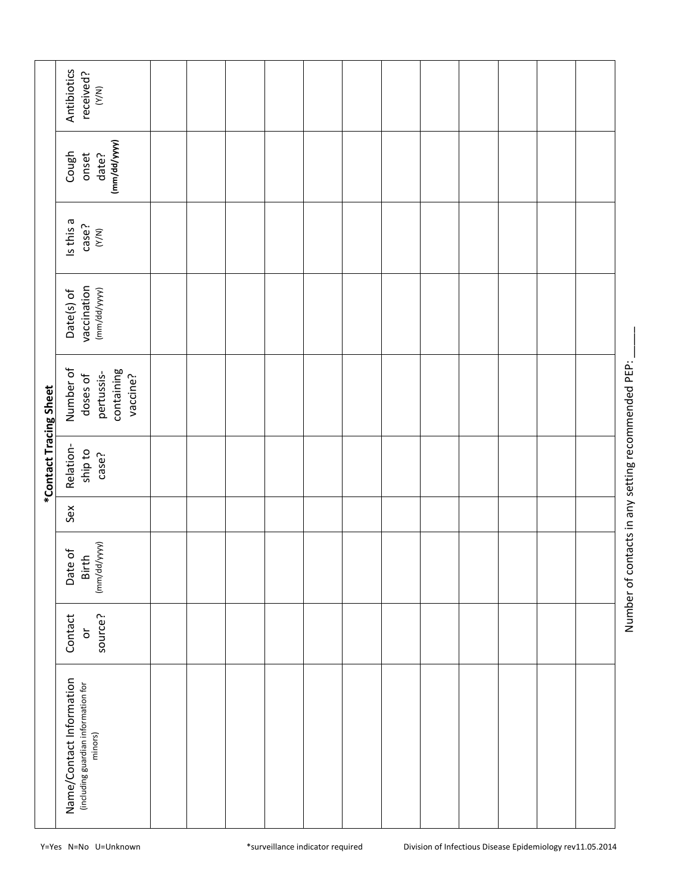## *Contact Tracing Sheet

| Name/Contact Information (including guardian information for minors) | Contact or source? | Date of Birth (mm/dd/yyyy) | Sex | Relation-ship to case? | Number of doses of pertussis-containing vaccine? | Date(s) of vaccination (mm/dd/yyyy) | Is this a case? (Y/N) | Cough onset date? **(mm/dd/yyyy)** | Antibiotics received? (Y/N) |
|---|---|---|---|---|---|---|---|---|---|
| | | | | | | | | | |
| | | | | | | | | | |
| | | | | | | | | | |
| | | | | | | | | | |
| | | | | | | | | | |
| | | | | | | | | | |
| | | | | | | | | | |
| | | | | | | | | | |
| | | | | | | | | | |
| | | | | | | | | | |
| | | | | | | | | | |
| | | | | | | | | | |

Number of contacts in any setting recommended PEP: _____

Y=Yes N=No U=Unknown

*surveillance indicator required

Division of Infectious Disease Epidemiology rev11.05.2014